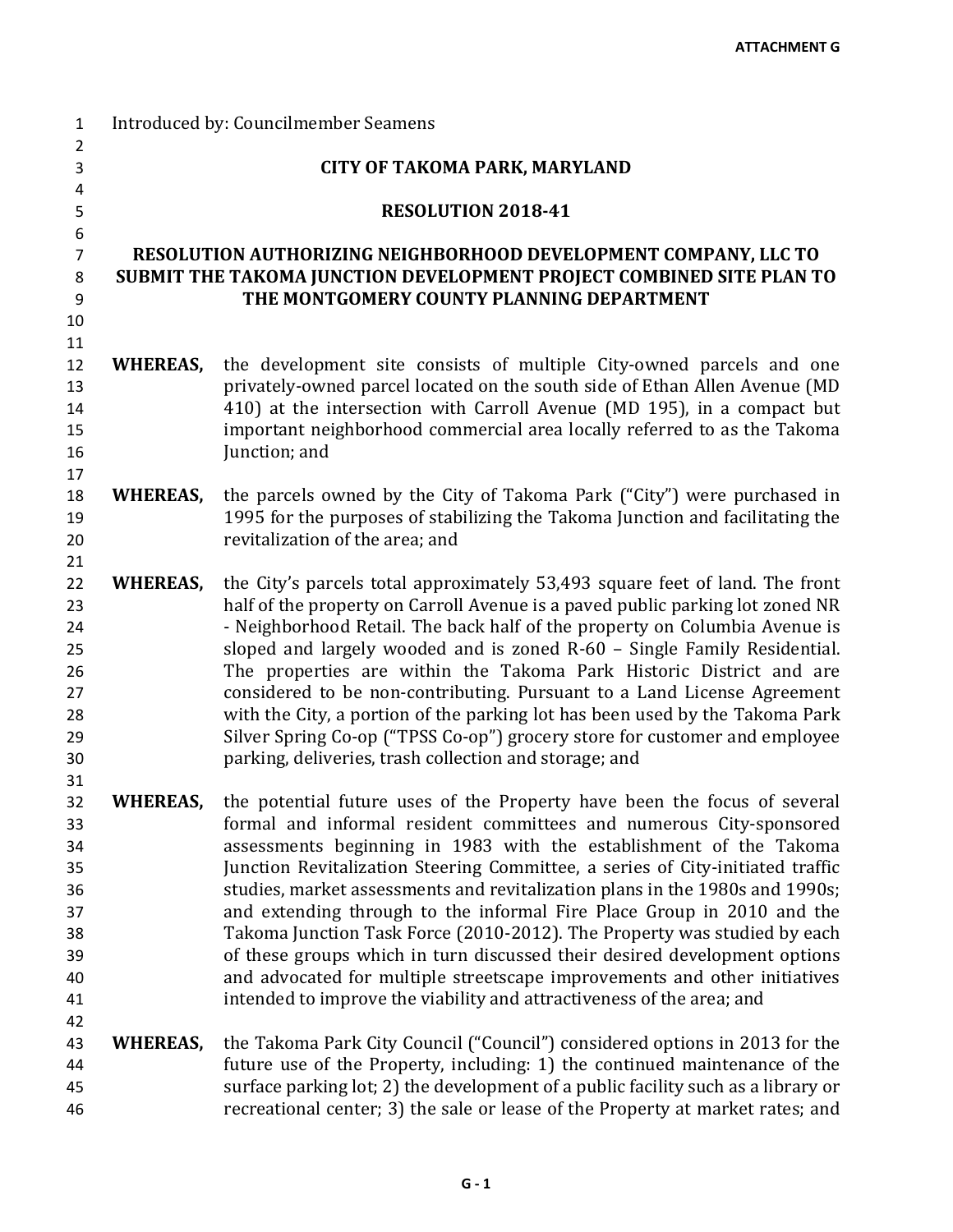Introduced by: Councilmember Seamens

**CITY OF TAKOMA PARK, MARYLAND**

**RESOLUTION 2018-41**

**RESOLUTION AUTHORIZING NEIGHBORHOOD DEVELOPMENT COMPANY, LLC TO SUBMIT THE TAKOMA JUNCTION DEVELOPMENT PROJECT COMBINED SITE PLAN TO THE MONTGOMERY COUNTY PLANNING DEPARTMENT**

**WHEREAS,** the development site consists of multiple City-owned parcels and one privately-owned parcel located on the south side of Ethan Allen Avenue (MD 410) at the intersection with Carroll Avenue (MD 195), in a compact but important neighborhood commercial area locally referred to as the Takoma Junction; and

**WHEREAS,** the parcels owned by the City of Takoma Park ("City") were purchased in 1995 for the purposes of stabilizing the Takoma Junction and facilitating the revitalization of the area; and

**WHEREAS,** the City's parcels total approximately 53,493 square feet of land. The front half of the property on Carroll Avenue is a paved public parking lot zoned NR - Neighborhood Retail. The back half of the property on Columbia Avenue is sloped and largely wooded and is zoned R-60 – Single Family Residential. The properties are within the Takoma Park Historic District and are considered to be non-contributing. Pursuant to a Land License Agreement with the City, a portion of the parking lot has been used by the Takoma Park Silver Spring Co-op ("TPSS Co-op") grocery store for customer and employee parking, deliveries, trash collection and storage; and

**WHEREAS,** the potential future uses of the Property have been the focus of several formal and informal resident committees and numerous City-sponsored assessments beginning in 1983 with the establishment of the Takoma Junction Revitalization Steering Committee, a series of City-initiated traffic studies, market assessments and revitalization plans in the 1980s and 1990s; and extending through to the informal Fire Place Group in 2010 and the Takoma Junction Task Force (2010-2012). The Property was studied by each of these groups which in turn discussed their desired development options and advocated for multiple streetscape improvements and other initiatives intended to improve the viability and attractiveness of the area; and

**WHEREAS,** the Takoma Park City Council ("Council") considered options in 2013 for the future use of the Property, including: 1) the continued maintenance of the surface parking lot; 2) the development of a public facility such as a library or recreational center; 3) the sale or lease of the Property at market rates; and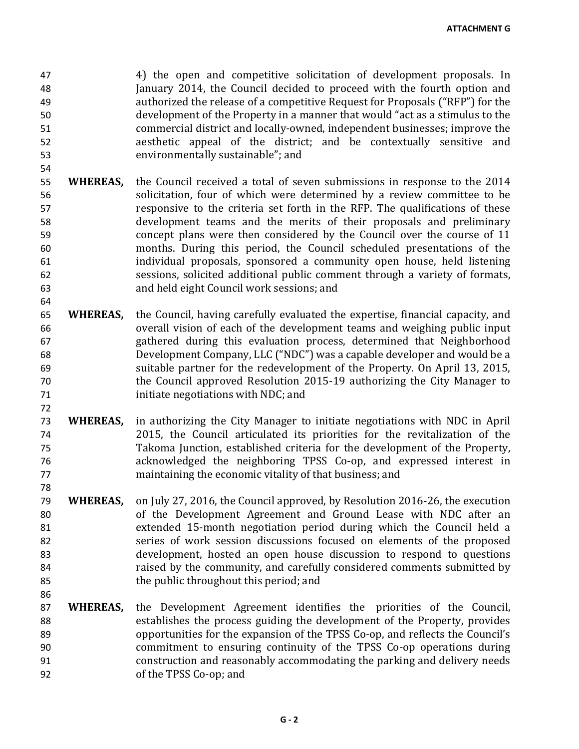4) the open and competitive solicitation of development proposals. In January 2014, the Council decided to proceed with the fourth option and authorized the release of a competitive Request for Proposals ("RFP") for the development of the Property in a manner that would "act as a stimulus to the commercial district and locally-owned, independent businesses; improve the aesthetic appeal of the district; and be contextually sensitive and environmentally sustainable"; and

**WHEREAS,** the Council received a total of seven submissions in response to the 2014 solicitation, four of which were determined by a review committee to be responsive to the criteria set forth in the RFP. The qualifications of these development teams and the merits of their proposals and preliminary concept plans were then considered by the Council over the course of 11 months. During this period, the Council scheduled presentations of the individual proposals, sponsored a community open house, held listening sessions, solicited additional public comment through a variety of formats, and held eight Council work sessions; and

**WHEREAS,** the Council, having carefully evaluated the expertise, financial capacity, and overall vision of each of the development teams and weighing public input gathered during this evaluation process, determined that Neighborhood Development Company, LLC ("NDC") was a capable developer and would be a suitable partner for the redevelopment of the Property. On April 13, 2015, the Council approved Resolution 2015-19 authorizing the City Manager to initiate negotiations with NDC; and

**WHEREAS,** in authorizing the City Manager to initiate negotiations with NDC in April 2015, the Council articulated its priorities for the revitalization of the Takoma Junction, established criteria for the development of the Property, acknowledged the neighboring TPSS Co-op, and expressed interest in maintaining the economic vitality of that business; and

**WHEREAS,** on July 27, 2016, the Council approved, by Resolution 2016-26, the execution of the Development Agreement and Ground Lease with NDC after an extended 15-month negotiation period during which the Council held a series of work session discussions focused on elements of the proposed development, hosted an open house discussion to respond to questions raised by the community, and carefully considered comments submitted by the public throughout this period; and

**WHEREAS,** the Development Agreement identifies the priorities of the Council, establishes the process guiding the development of the Property, provides opportunities for the expansion of the TPSS Co-op, and reflects the Council's commitment to ensuring continuity of the TPSS Co-op operations during construction and reasonably accommodating the parking and delivery needs of the TPSS Co-op; and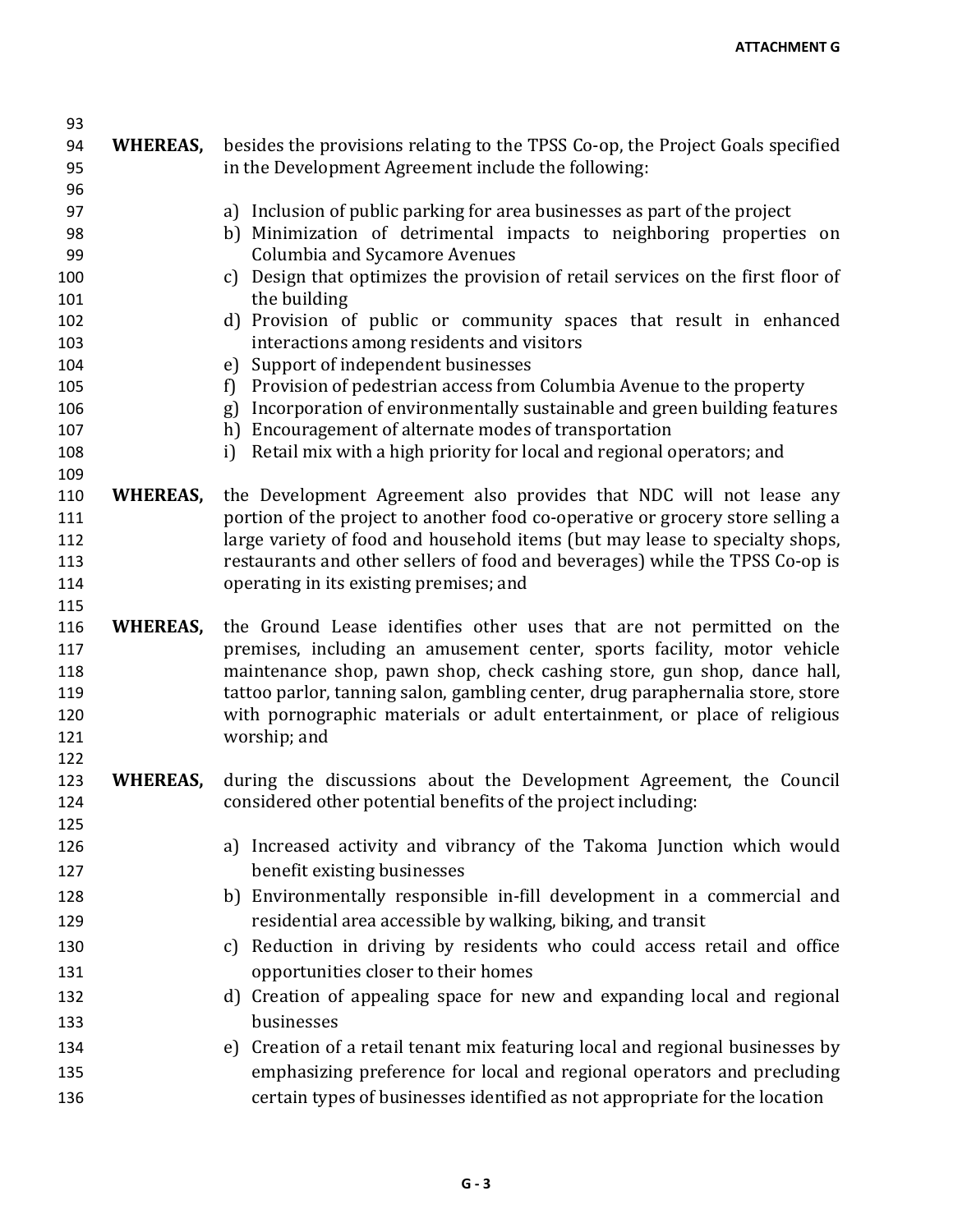**WHEREAS,** besides the provisions relating to the TPSS Co-op, the Project Goals specified in the Development Agreement include the following:

a) Inclusion of public parking for area businesses as part of the project
b) Minimization of detrimental impacts to neighboring properties on Columbia and Sycamore Avenues
c) Design that optimizes the provision of retail services on the first floor of the building
d) Provision of public or community spaces that result in enhanced interactions among residents and visitors
e) Support of independent businesses
f) Provision of pedestrian access from Columbia Avenue to the property
g) Incorporation of environmentally sustainable and green building features
h) Encouragement of alternate modes of transportation
i) Retail mix with a high priority for local and regional operators; and

**WHEREAS,** the Development Agreement also provides that NDC will not lease any portion of the project to another food co-operative or grocery store selling a large variety of food and household items (but may lease to specialty shops, restaurants and other sellers of food and beverages) while the TPSS Co-op is operating in its existing premises; and

**WHEREAS,** the Ground Lease identifies other uses that are not permitted on the premises, including an amusement center, sports facility, motor vehicle maintenance shop, pawn shop, check cashing store, gun shop, dance hall, tattoo parlor, tanning salon, gambling center, drug paraphernalia store, store with pornographic materials or adult entertainment, or place of religious worship; and

**WHEREAS,** during the discussions about the Development Agreement, the Council considered other potential benefits of the project including:

a) Increased activity and vibrancy of the Takoma Junction which would benefit existing businesses
b) Environmentally responsible in-fill development in a commercial and residential area accessible by walking, biking, and transit
c) Reduction in driving by residents who could access retail and office opportunities closer to their homes
d) Creation of appealing space for new and expanding local and regional businesses
e) Creation of a retail tenant mix featuring local and regional businesses by emphasizing preference for local and regional operators and precluding certain types of businesses identified as not appropriate for the location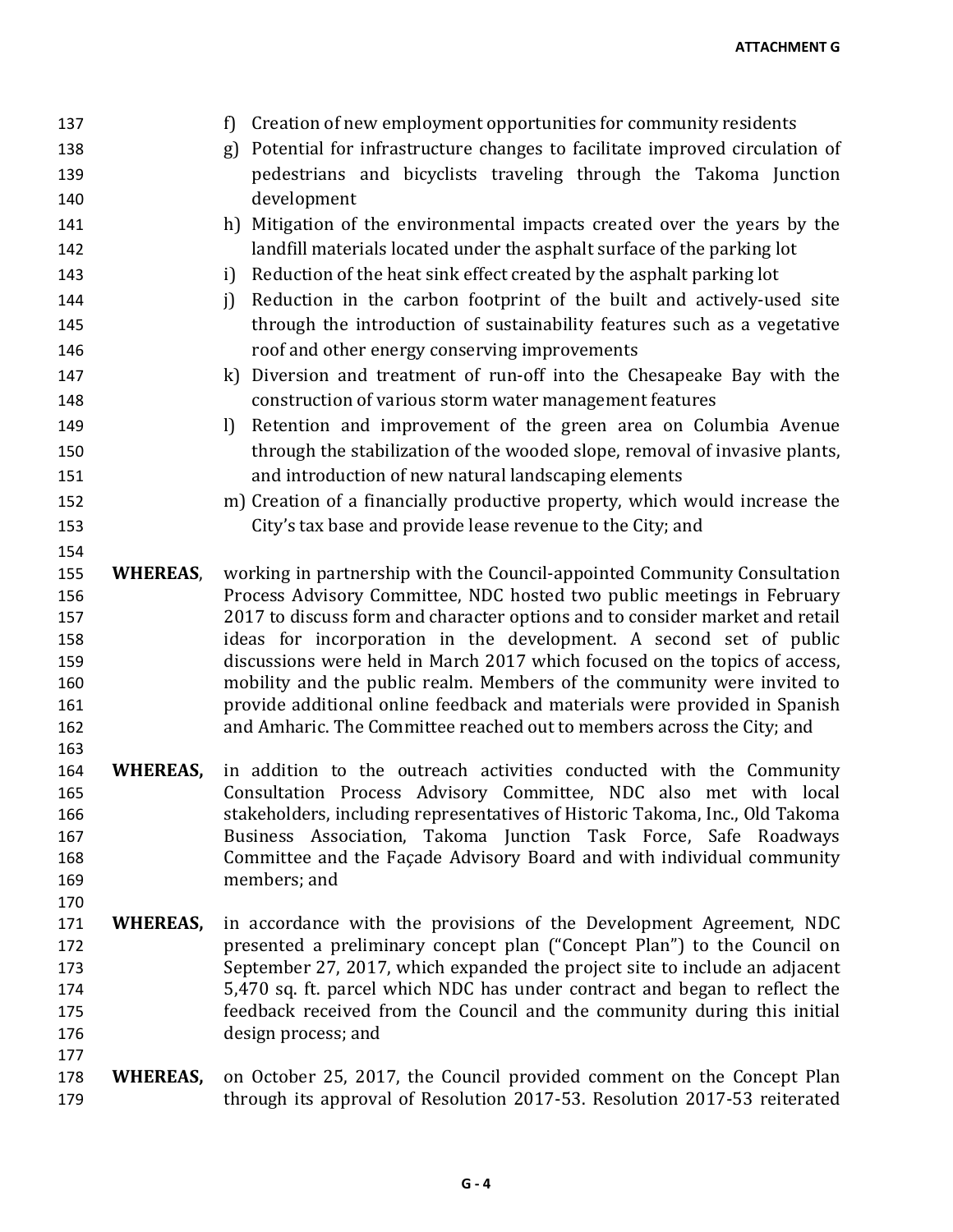f) Creation of new employment opportunities for community residents
g) Potential for infrastructure changes to facilitate improved circulation of pedestrians and bicyclists traveling through the Takoma Junction development
h) Mitigation of the environmental impacts created over the years by the landfill materials located under the asphalt surface of the parking lot
i) Reduction of the heat sink effect created by the asphalt parking lot
j) Reduction in the carbon footprint of the built and actively-used site through the introduction of sustainability features such as a vegetative roof and other energy conserving improvements
k) Diversion and treatment of run-off into the Chesapeake Bay with the construction of various storm water management features
l) Retention and improvement of the green area on Columbia Avenue through the stabilization of the wooded slope, removal of invasive plants, and introduction of new natural landscaping elements
m) Creation of a financially productive property, which would increase the City's tax base and provide lease revenue to the City; and

**WHEREAS**, working in partnership with the Council-appointed Community Consultation Process Advisory Committee, NDC hosted two public meetings in February 2017 to discuss form and character options and to consider market and retail ideas for incorporation in the development. A second set of public discussions were held in March 2017 which focused on the topics of access, mobility and the public realm. Members of the community were invited to provide additional online feedback and materials were provided in Spanish and Amharic. The Committee reached out to members across the City; and

**WHEREAS,** in addition to the outreach activities conducted with the Community Consultation Process Advisory Committee, NDC also met with local stakeholders, including representatives of Historic Takoma, Inc., Old Takoma Business Association, Takoma Junction Task Force, Safe Roadways Committee and the Façade Advisory Board and with individual community members; and

**WHEREAS,** in accordance with the provisions of the Development Agreement, NDC presented a preliminary concept plan ("Concept Plan") to the Council on September 27, 2017, which expanded the project site to include an adjacent 5,470 sq. ft. parcel which NDC has under contract and began to reflect the feedback received from the Council and the community during this initial design process; and

**WHEREAS,** on October 25, 2017, the Council provided comment on the Concept Plan through its approval of Resolution 2017-53. Resolution 2017-53 reiterated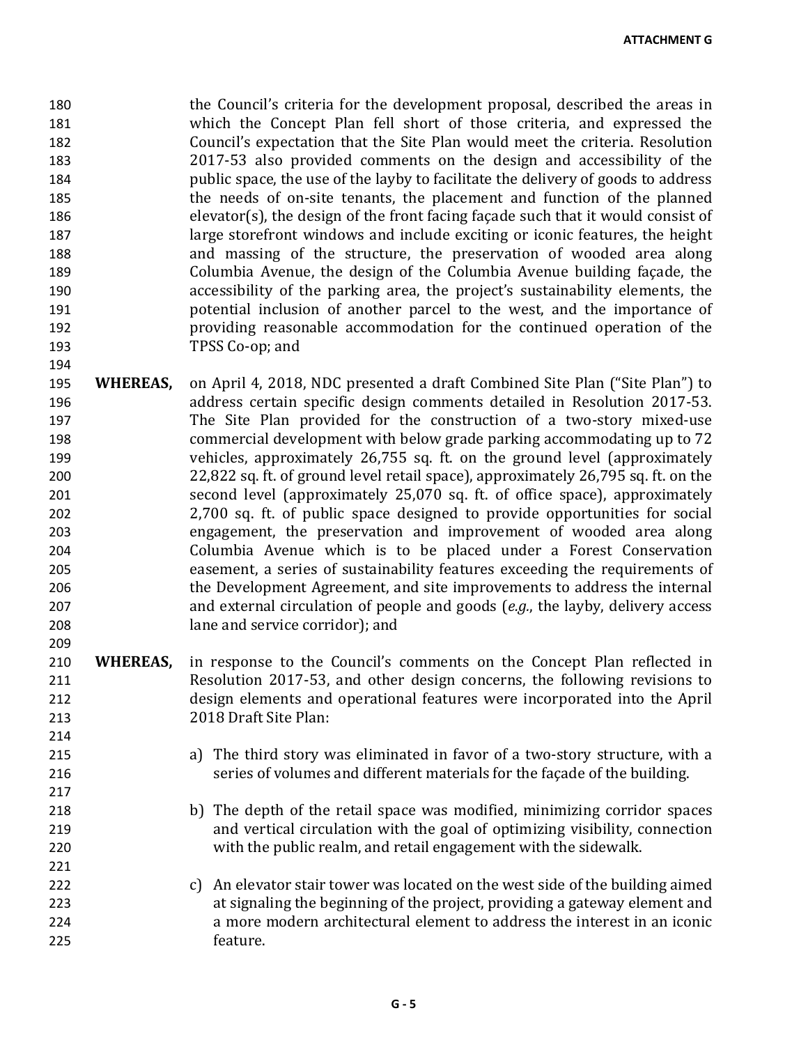the Council's criteria for the development proposal, described the areas in which the Concept Plan fell short of those criteria, and expressed the Council's expectation that the Site Plan would meet the criteria. Resolution 2017-53 also provided comments on the design and accessibility of the public space, the use of the layby to facilitate the delivery of goods to address the needs of on-site tenants, the placement and function of the planned elevator(s), the design of the front facing façade such that it would consist of large storefront windows and include exciting or iconic features, the height and massing of the structure, the preservation of wooded area along Columbia Avenue, the design of the Columbia Avenue building façade, the accessibility of the parking area, the project's sustainability elements, the potential inclusion of another parcel to the west, and the importance of providing reasonable accommodation for the continued operation of the TPSS Co-op; and

**WHEREAS,** on April 4, 2018, NDC presented a draft Combined Site Plan ("Site Plan") to address certain specific design comments detailed in Resolution 2017-53. The Site Plan provided for the construction of a two-story mixed-use commercial development with below grade parking accommodating up to 72 vehicles, approximately 26,755 sq. ft. on the ground level (approximately 22,822 sq. ft. of ground level retail space), approximately 26,795 sq. ft. on the second level (approximately 25,070 sq. ft. of office space), approximately 2,700 sq. ft. of public space designed to provide opportunities for social engagement, the preservation and improvement of wooded area along Columbia Avenue which is to be placed under a Forest Conservation easement, a series of sustainability features exceeding the requirements of the Development Agreement, and site improvements to address the internal and external circulation of people and goods (*e.g.*, the layby, delivery access lane and service corridor); and

**WHEREAS,** in response to the Council's comments on the Concept Plan reflected in Resolution 2017-53, and other design concerns, the following revisions to design elements and operational features were incorporated into the April 2018 Draft Site Plan:

a) The third story was eliminated in favor of a two-story structure, with a series of volumes and different materials for the façade of the building.

b) The depth of the retail space was modified, minimizing corridor spaces and vertical circulation with the goal of optimizing visibility, connection with the public realm, and retail engagement with the sidewalk.

c) An elevator stair tower was located on the west side of the building aimed at signaling the beginning of the project, providing a gateway element and a more modern architectural element to address the interest in an iconic feature.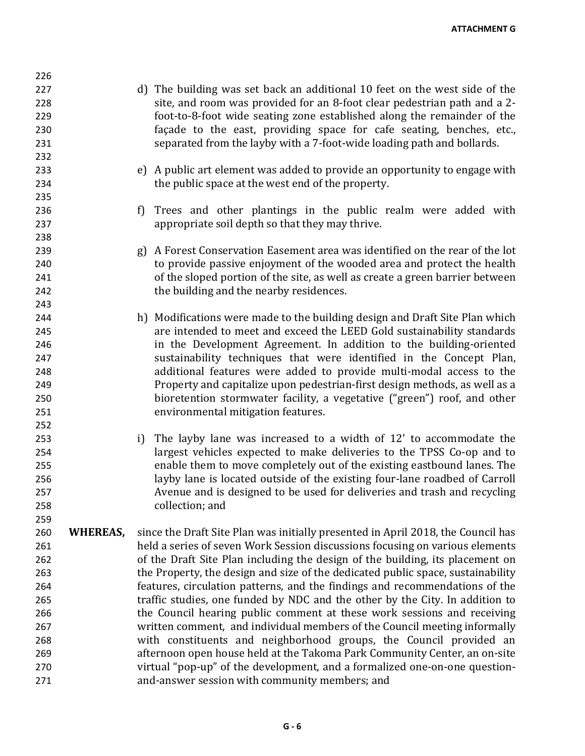d) The building was set back an additional 10 feet on the west side of the site, and room was provided for an 8-foot clear pedestrian path and a 2-foot-to-8-foot wide seating zone established along the remainder of the façade to the east, providing space for cafe seating, benches, etc., separated from the layby with a 7-foot-wide loading path and bollards.

e) A public art element was added to provide an opportunity to engage with the public space at the west end of the property.

f) Trees and other plantings in the public realm were added with appropriate soil depth so that they may thrive.

g) A Forest Conservation Easement area was identified on the rear of the lot to provide passive enjoyment of the wooded area and protect the health of the sloped portion of the site, as well as create a green barrier between the building and the nearby residences.

h) Modifications were made to the building design and Draft Site Plan which are intended to meet and exceed the LEED Gold sustainability standards in the Development Agreement. In addition to the building-oriented sustainability techniques that were identified in the Concept Plan, additional features were added to provide multi-modal access to the Property and capitalize upon pedestrian-first design methods, as well as a bioretention stormwater facility, a vegetative ("green") roof, and other environmental mitigation features.

i) The layby lane was increased to a width of 12' to accommodate the largest vehicles expected to make deliveries to the TPSS Co-op and to enable them to move completely out of the existing eastbound lanes. The layby lane is located outside of the existing four-lane roadbed of Carroll Avenue and is designed to be used for deliveries and trash and recycling collection; and

**WHEREAS,** since the Draft Site Plan was initially presented in April 2018, the Council has held a series of seven Work Session discussions focusing on various elements of the Draft Site Plan including the design of the building, its placement on the Property, the design and size of the dedicated public space, sustainability features, circulation patterns, and the findings and recommendations of the traffic studies, one funded by NDC and the other by the City. In addition to the Council hearing public comment at these work sessions and receiving written comment, and individual members of the Council meeting informally with constituents and neighborhood groups, the Council provided an afternoon open house held at the Takoma Park Community Center, an on-site virtual "pop-up" of the development, and a formalized one-on-one question-and-answer session with community members; and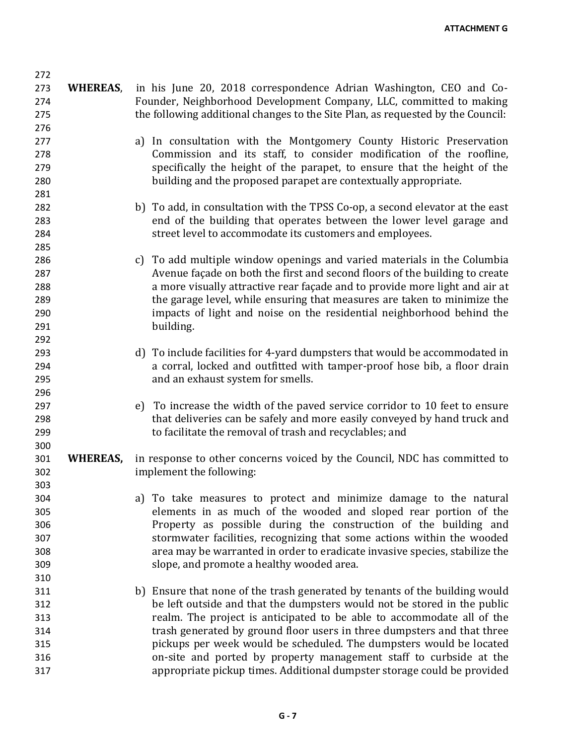**WHEREAS**, in his June 20, 2018 correspondence Adrian Washington, CEO and Co-Founder, Neighborhood Development Company, LLC, committed to making the following additional changes to the Site Plan, as requested by the Council:

a) In consultation with the Montgomery County Historic Preservation Commission and its staff, to consider modification of the roofline, specifically the height of the parapet, to ensure that the height of the building and the proposed parapet are contextually appropriate.

b) To add, in consultation with the TPSS Co-op, a second elevator at the east end of the building that operates between the lower level garage and street level to accommodate its customers and employees.

c) To add multiple window openings and varied materials in the Columbia Avenue façade on both the first and second floors of the building to create a more visually attractive rear façade and to provide more light and air at the garage level, while ensuring that measures are taken to minimize the impacts of light and noise on the residential neighborhood behind the building.

d) To include facilities for 4-yard dumpsters that would be accommodated in a corral, locked and outfitted with tamper-proof hose bib, a floor drain and an exhaust system for smells.

e) To increase the width of the paved service corridor to 10 feet to ensure that deliveries can be safely and more easily conveyed by hand truck and to facilitate the removal of trash and recyclables; and

**WHEREAS,** in response to other concerns voiced by the Council, NDC has committed to implement the following:

a) To take measures to protect and minimize damage to the natural elements in as much of the wooded and sloped rear portion of the Property as possible during the construction of the building and stormwater facilities, recognizing that some actions within the wooded area may be warranted in order to eradicate invasive species, stabilize the slope, and promote a healthy wooded area.

b) Ensure that none of the trash generated by tenants of the building would be left outside and that the dumpsters would not be stored in the public realm. The project is anticipated to be able to accommodate all of the trash generated by ground floor users in three dumpsters and that three pickups per week would be scheduled. The dumpsters would be located on-site and ported by property management staff to curbside at the appropriate pickup times. Additional dumpster storage could be provided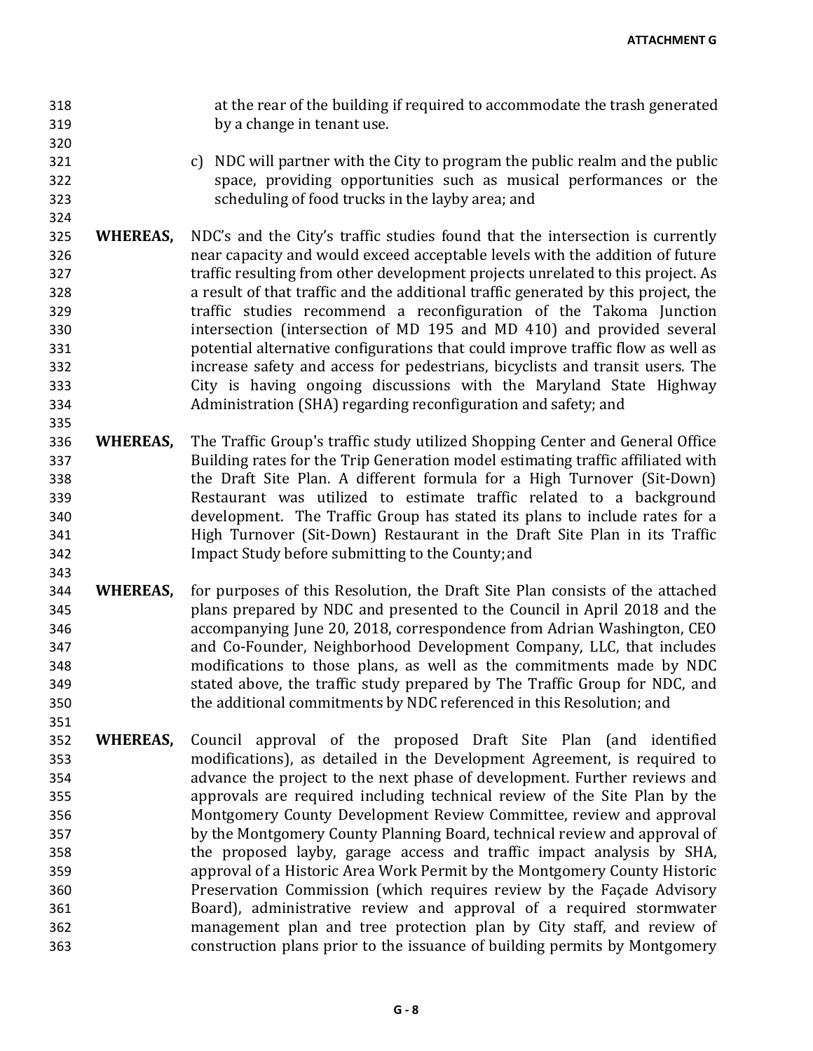at the rear of the building if required to accommodate the trash generated by a change in tenant use.

c) NDC will partner with the City to program the public realm and the public space, providing opportunities such as musical performances or the scheduling of food trucks in the layby area; and

**WHEREAS,** NDC's and the City's traffic studies found that the intersection is currently near capacity and would exceed acceptable levels with the addition of future traffic resulting from other development projects unrelated to this project. As a result of that traffic and the additional traffic generated by this project, the traffic studies recommend a reconfiguration of the Takoma Junction intersection (intersection of MD 195 and MD 410) and provided several potential alternative configurations that could improve traffic flow as well as increase safety and access for pedestrians, bicyclists and transit users. The City is having ongoing discussions with the Maryland State Highway Administration (SHA) regarding reconfiguration and safety; and

**WHEREAS,** The Traffic Group's traffic study utilized Shopping Center and General Office Building rates for the Trip Generation model estimating traffic affiliated with the Draft Site Plan. A different formula for a High Turnover (Sit-Down) Restaurant was utilized to estimate traffic related to a background development. The Traffic Group has stated its plans to include rates for a High Turnover (Sit-Down) Restaurant in the Draft Site Plan in its Traffic Impact Study before submitting to the County; and

**WHEREAS,** for purposes of this Resolution, the Draft Site Plan consists of the attached plans prepared by NDC and presented to the Council in April 2018 and the accompanying June 20, 2018, correspondence from Adrian Washington, CEO and Co-Founder, Neighborhood Development Company, LLC, that includes modifications to those plans, as well as the commitments made by NDC stated above, the traffic study prepared by The Traffic Group for NDC, and the additional commitments by NDC referenced in this Resolution; and

**WHEREAS,** Council approval of the proposed Draft Site Plan (and identified modifications), as detailed in the Development Agreement, is required to advance the project to the next phase of development. Further reviews and approvals are required including technical review of the Site Plan by the Montgomery County Development Review Committee, review and approval by the Montgomery County Planning Board, technical review and approval of the proposed layby, garage access and traffic impact analysis by SHA, approval of a Historic Area Work Permit by the Montgomery County Historic Preservation Commission (which requires review by the Façade Advisory Board), administrative review and approval of a required stormwater management plan and tree protection plan by City staff, and review of construction plans prior to the issuance of building permits by Montgomery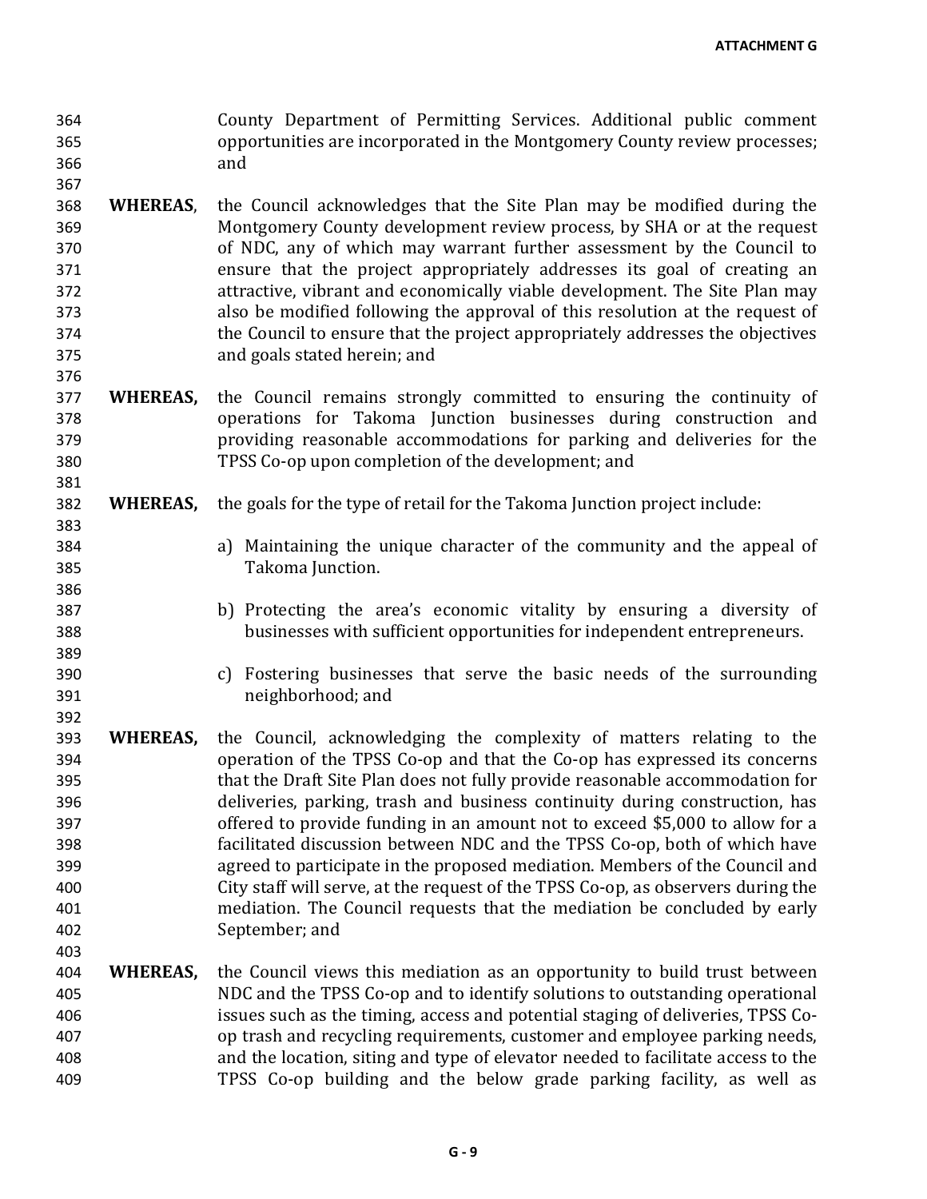County Department of Permitting Services. Additional public comment opportunities are incorporated in the Montgomery County review processes; and

**WHEREAS**, the Council acknowledges that the Site Plan may be modified during the Montgomery County development review process, by SHA or at the request of NDC, any of which may warrant further assessment by the Council to ensure that the project appropriately addresses its goal of creating an attractive, vibrant and economically viable development. The Site Plan may also be modified following the approval of this resolution at the request of the Council to ensure that the project appropriately addresses the objectives and goals stated herein; and

**WHEREAS,** the Council remains strongly committed to ensuring the continuity of operations for Takoma Junction businesses during construction and providing reasonable accommodations for parking and deliveries for the TPSS Co-op upon completion of the development; and

**WHEREAS,** the goals for the type of retail for the Takoma Junction project include:

a) Maintaining the unique character of the community and the appeal of Takoma Junction.

b) Protecting the area's economic vitality by ensuring a diversity of businesses with sufficient opportunities for independent entrepreneurs.

c) Fostering businesses that serve the basic needs of the surrounding neighborhood; and

**WHEREAS,** the Council, acknowledging the complexity of matters relating to the operation of the TPSS Co-op and that the Co-op has expressed its concerns that the Draft Site Plan does not fully provide reasonable accommodation for deliveries, parking, trash and business continuity during construction, has offered to provide funding in an amount not to exceed $5,000 to allow for a facilitated discussion between NDC and the TPSS Co-op, both of which have agreed to participate in the proposed mediation. Members of the Council and City staff will serve, at the request of the TPSS Co-op, as observers during the mediation. The Council requests that the mediation be concluded by early September; and

**WHEREAS,** the Council views this mediation as an opportunity to build trust between NDC and the TPSS Co-op and to identify solutions to outstanding operational issues such as the timing, access and potential staging of deliveries, TPSS Co-op trash and recycling requirements, customer and employee parking needs, and the location, siting and type of elevator needed to facilitate access to the TPSS Co-op building and the below grade parking facility, as well as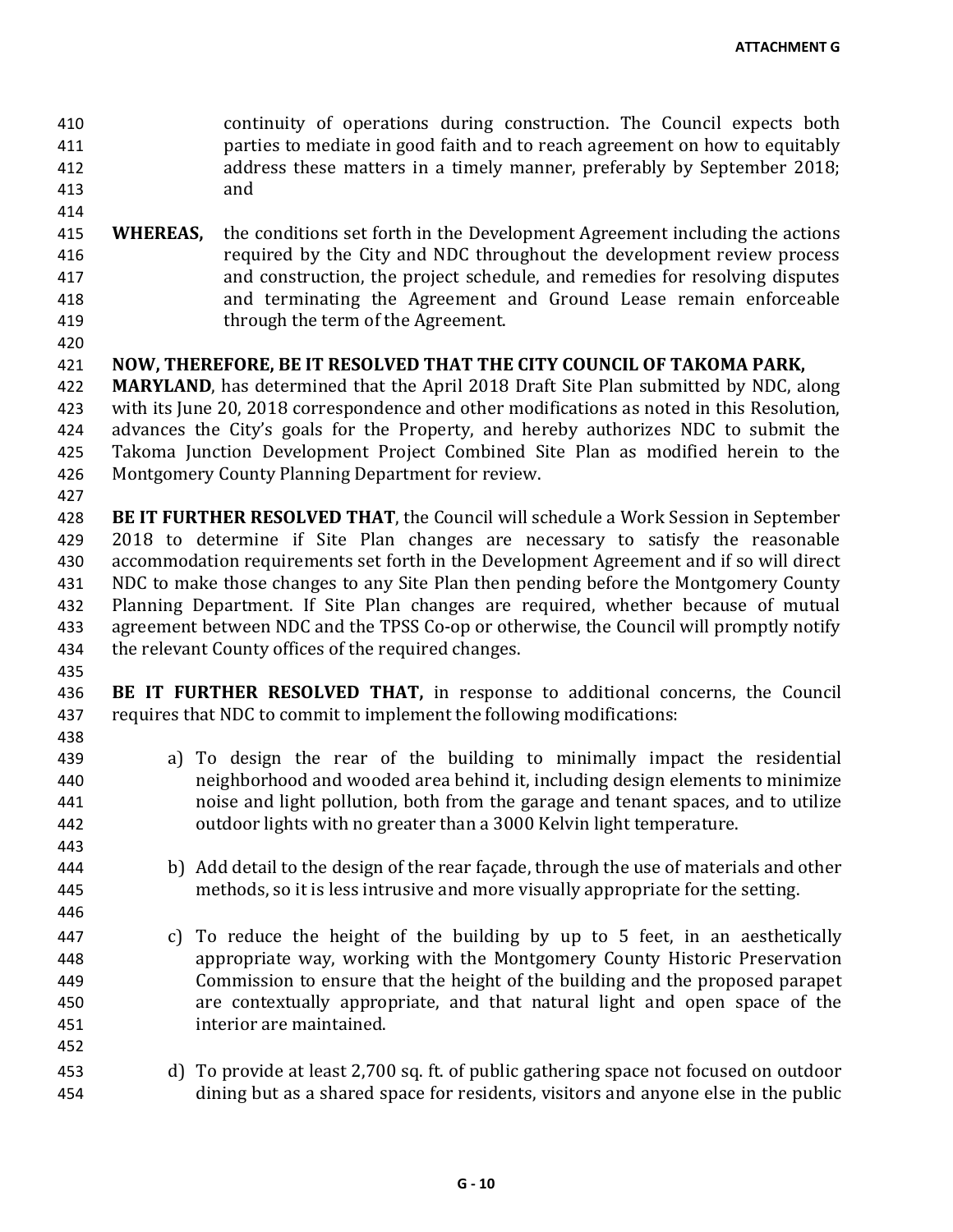continuity of operations during construction. The Council expects both parties to mediate in good faith and to reach agreement on how to equitably address these matters in a timely manner, preferably by September 2018; and

**WHEREAS,** the conditions set forth in the Development Agreement including the actions required by the City and NDC throughout the development review process and construction, the project schedule, and remedies for resolving disputes and terminating the Agreement and Ground Lease remain enforceable through the term of the Agreement.

**NOW, THEREFORE, BE IT RESOLVED THAT THE CITY COUNCIL OF TAKOMA PARK, MARYLAND**, has determined that the April 2018 Draft Site Plan submitted by NDC, along with its June 20, 2018 correspondence and other modifications as noted in this Resolution, advances the City's goals for the Property, and hereby authorizes NDC to submit the Takoma Junction Development Project Combined Site Plan as modified herein to the Montgomery County Planning Department for review.

**BE IT FURTHER RESOLVED THAT**, the Council will schedule a Work Session in September 2018 to determine if Site Plan changes are necessary to satisfy the reasonable accommodation requirements set forth in the Development Agreement and if so will direct NDC to make those changes to any Site Plan then pending before the Montgomery County Planning Department. If Site Plan changes are required, whether because of mutual agreement between NDC and the TPSS Co-op or otherwise, the Council will promptly notify the relevant County offices of the required changes.

**BE IT FURTHER RESOLVED THAT,** in response to additional concerns, the Council requires that NDC to commit to implement the following modifications:

a) To design the rear of the building to minimally impact the residential neighborhood and wooded area behind it, including design elements to minimize noise and light pollution, both from the garage and tenant spaces, and to utilize outdoor lights with no greater than a 3000 Kelvin light temperature.

b) Add detail to the design of the rear façade, through the use of materials and other methods, so it is less intrusive and more visually appropriate for the setting.

c) To reduce the height of the building by up to 5 feet, in an aesthetically appropriate way, working with the Montgomery County Historic Preservation Commission to ensure that the height of the building and the proposed parapet are contextually appropriate, and that natural light and open space of the interior are maintained.

d) To provide at least 2,700 sq. ft. of public gathering space not focused on outdoor dining but as a shared space for residents, visitors and anyone else in the public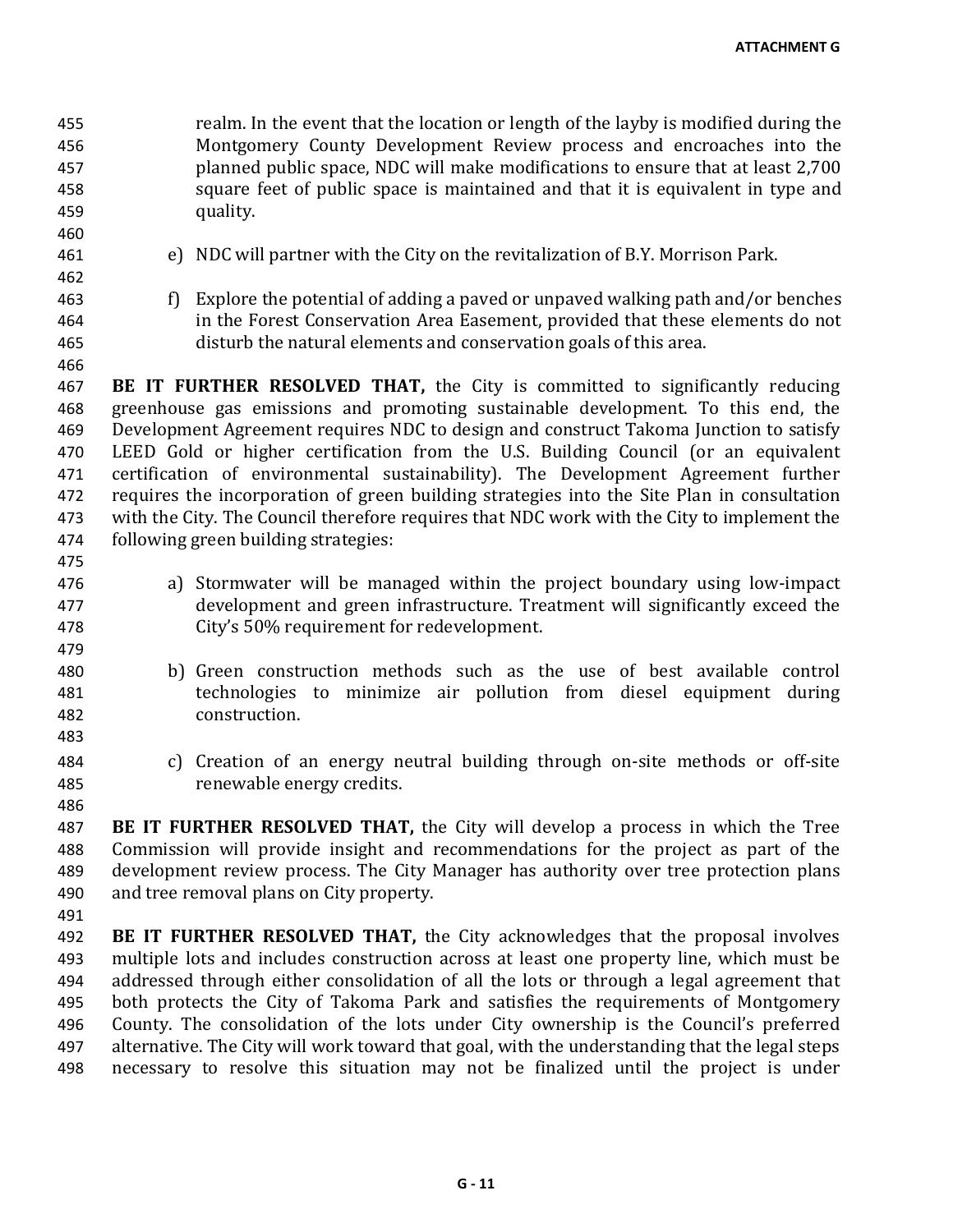realm. In the event that the location or length of the layby is modified during the Montgomery County Development Review process and encroaches into the planned public space, NDC will make modifications to ensure that at least 2,700 square feet of public space is maintained and that it is equivalent in type and quality.

e) NDC will partner with the City on the revitalization of B.Y. Morrison Park.

f) Explore the potential of adding a paved or unpaved walking path and/or benches in the Forest Conservation Area Easement, provided that these elements do not disturb the natural elements and conservation goals of this area.

**BE IT FURTHER RESOLVED THAT,** the City is committed to significantly reducing greenhouse gas emissions and promoting sustainable development. To this end, the Development Agreement requires NDC to design and construct Takoma Junction to satisfy LEED Gold or higher certification from the U.S. Building Council (or an equivalent certification of environmental sustainability). The Development Agreement further requires the incorporation of green building strategies into the Site Plan in consultation with the City. The Council therefore requires that NDC work with the City to implement the following green building strategies:

a) Stormwater will be managed within the project boundary using low-impact development and green infrastructure. Treatment will significantly exceed the City's 50% requirement for redevelopment.

b) Green construction methods such as the use of best available control technologies to minimize air pollution from diesel equipment during construction.

c) Creation of an energy neutral building through on-site methods or off-site renewable energy credits.

**BE IT FURTHER RESOLVED THAT,** the City will develop a process in which the Tree Commission will provide insight and recommendations for the project as part of the development review process. The City Manager has authority over tree protection plans and tree removal plans on City property.

**BE IT FURTHER RESOLVED THAT,** the City acknowledges that the proposal involves multiple lots and includes construction across at least one property line, which must be addressed through either consolidation of all the lots or through a legal agreement that both protects the City of Takoma Park and satisfies the requirements of Montgomery County. The consolidation of the lots under City ownership is the Council's preferred alternative. The City will work toward that goal, with the understanding that the legal steps necessary to resolve this situation may not be finalized until the project is under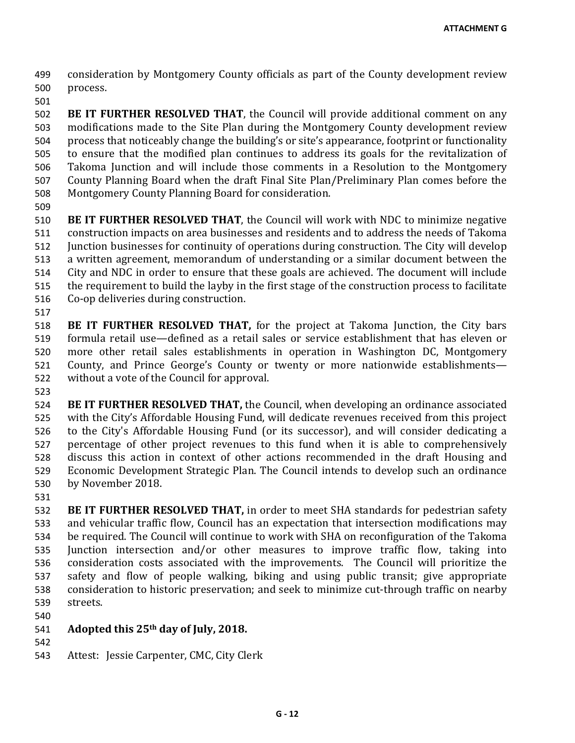consideration by Montgomery County officials as part of the County development review process.

**BE IT FURTHER RESOLVED THAT**, the Council will provide additional comment on any modifications made to the Site Plan during the Montgomery County development review process that noticeably change the building's or site's appearance, footprint or functionality to ensure that the modified plan continues to address its goals for the revitalization of Takoma Junction and will include those comments in a Resolution to the Montgomery County Planning Board when the draft Final Site Plan/Preliminary Plan comes before the Montgomery County Planning Board for consideration.

**BE IT FURTHER RESOLVED THAT**, the Council will work with NDC to minimize negative construction impacts on area businesses and residents and to address the needs of Takoma Junction businesses for continuity of operations during construction. The City will develop a written agreement, memorandum of understanding or a similar document between the City and NDC in order to ensure that these goals are achieved. The document will include the requirement to build the layby in the first stage of the construction process to facilitate Co-op deliveries during construction.

**BE IT FURTHER RESOLVED THAT,** for the project at Takoma Junction, the City bars formula retail use—defined as a retail sales or service establishment that has eleven or more other retail sales establishments in operation in Washington DC, Montgomery County, and Prince George's County or twenty or more nationwide establishments—without a vote of the Council for approval.

**BE IT FURTHER RESOLVED THAT,** the Council, when developing an ordinance associated with the City's Affordable Housing Fund, will dedicate revenues received from this project to the City's Affordable Housing Fund (or its successor), and will consider dedicating a percentage of other project revenues to this fund when it is able to comprehensively discuss this action in context of other actions recommended in the draft Housing and Economic Development Strategic Plan. The Council intends to develop such an ordinance by November 2018.

**BE IT FURTHER RESOLVED THAT,** in order to meet SHA standards for pedestrian safety and vehicular traffic flow, Council has an expectation that intersection modifications may be required. The Council will continue to work with SHA on reconfiguration of the Takoma Junction intersection and/or other measures to improve traffic flow, taking into consideration costs associated with the improvements. The Council will prioritize the safety and flow of people walking, biking and using public transit; give appropriate consideration to historic preservation; and seek to minimize cut-through traffic on nearby streets.

**Adopted this 25th day of July, 2018.**

Attest: Jessie Carpenter, CMC, City Clerk